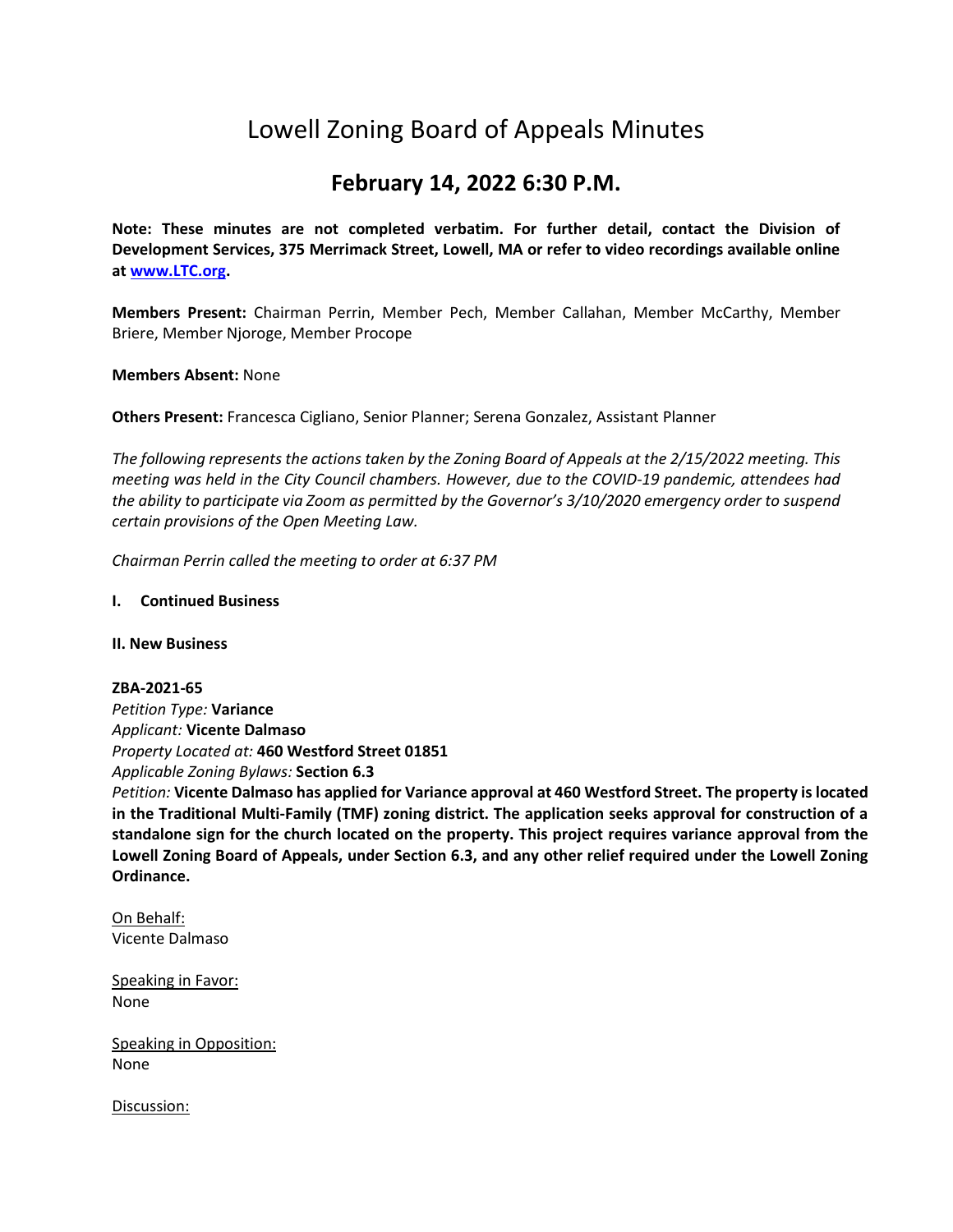# Lowell Zoning Board of Appeals Minutes

## February 14, 2022 6:30 P.M.

**Note: These minutes are not completed verbatim. For further detail, contact the Division of Development Services, 375 Merrimack Street, Lowell, MA or refer to video recordings available online at [www.LTC.org](http://www.LTC.org).**

**Members Present:** Chairman Perrin, Member Pech, Member Callahan, Member McCarthy, Member Briere, Member Njoroge, Member Procope

**Members Absent:** None

**Others Present:** Francesca Cigliano, Senior Planner; Serena Gonzalez, Assistant Planner

*The following represents the actions taken by the Zoning Board of Appeals at the 2/15/2022 meeting. This meeting was held in the City Council chambers. However, due to the COVID-19 pandemic, attendees had the ability to participate via Zoom as permitted by the Governor's 3/10/2020 emergency order to suspend certain provisions of the Open Meeting Law.*

*Chairman Perrin called the meeting to order at 6:37 PM*

**I. Continued Business**

**II. New Business**

**ZBA-2021-65**
*Petition Type:* **Variance**
*Applicant:* **Vicente Dalmaso**
*Property Located at:* **460 Westford Street 01851**
*Applicable Zoning Bylaws:* **Section 6.3**
*Petition:* **Vicente Dalmaso has applied for Variance approval at 460 Westford Street. The property is located in the Traditional Multi-Family (TMF) zoning district. The application seeks approval for construction of a standalone sign for the church located on the property. This project requires variance approval from the Lowell Zoning Board of Appeals, under Section 6.3, and any other relief required under the Lowell Zoning Ordinance.**

<u>On Behalf:</u>
Vicente Dalmaso

<u>Speaking in Favor:</u>
None

<u>Speaking in Opposition:</u>
None

<u>Discussion:</u>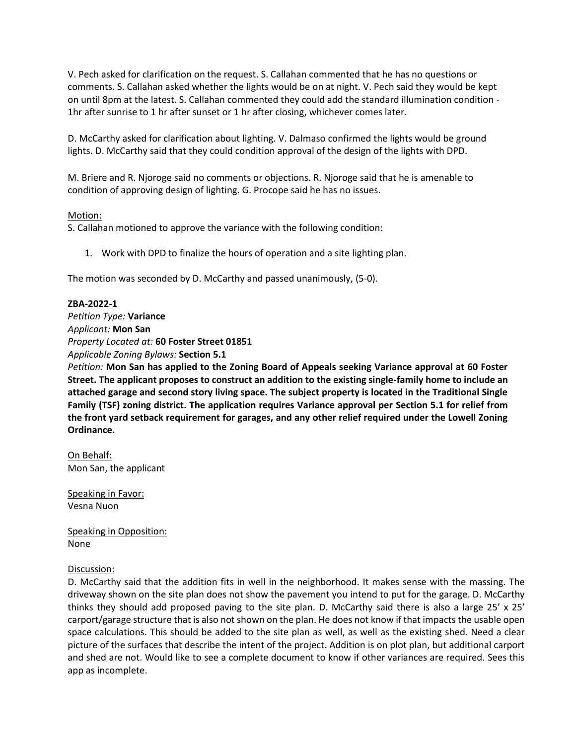V. Pech asked for clarification on the request. S. Callahan commented that he has no questions or comments. S. Callahan asked whether the lights would be on at night. V. Pech said they would be kept on until 8pm at the latest. S. Callahan commented they could add the standard illumination condition - 1hr after sunrise to 1 hr after sunset or 1 hr after closing, whichever comes later.

D. McCarthy asked for clarification about lighting. V. Dalmaso confirmed the lights would be ground lights. D. McCarthy said that they could condition approval of the design of the lights with DPD.

M. Briere and R. Njoroge said no comments or objections. R. Njoroge said that he is amenable to condition of approving design of lighting. G. Procope said he has no issues.

Motion:

S. Callahan motioned to approve the variance with the following condition:

1. Work with DPD to finalize the hours of operation and a site lighting plan.

The motion was seconded by D. McCarthy and passed unanimously, (5-0).

**ZBA-2022-1**

*Petition Type:* **Variance**

*Applicant:* **Mon San**

*Property Located at:* **60 Foster Street 01851**

*Applicable Zoning Bylaws:* **Section 5.1**

*Petition:* **Mon San has applied to the Zoning Board of Appeals seeking Variance approval at 60 Foster Street. The applicant proposes to construct an addition to the existing single-family home to include an attached garage and second story living space. The subject property is located in the Traditional Single Family (TSF) zoning district. The application requires Variance approval per Section 5.1 for relief from the front yard setback requirement for garages, and any other relief required under the Lowell Zoning Ordinance.**

On Behalf:

Mon San, the applicant

Speaking in Favor:

Vesna Nuon

Speaking in Opposition:

None

Discussion:

D. McCarthy said that the addition fits in well in the neighborhood. It makes sense with the massing. The driveway shown on the site plan does not show the pavement you intend to put for the garage. D. McCarthy thinks they should add proposed paving to the site plan. D. McCarthy said there is also a large 25' x 25' carport/garage structure that is also not shown on the plan. He does not know if that impacts the usable open space calculations. This should be added to the site plan as well, as well as the existing shed. Need a clear picture of the surfaces that describe the intent of the project. Addition is on plot plan, but additional carport and shed are not. Would like to see a complete document to know if other variances are required. Sees this app as incomplete.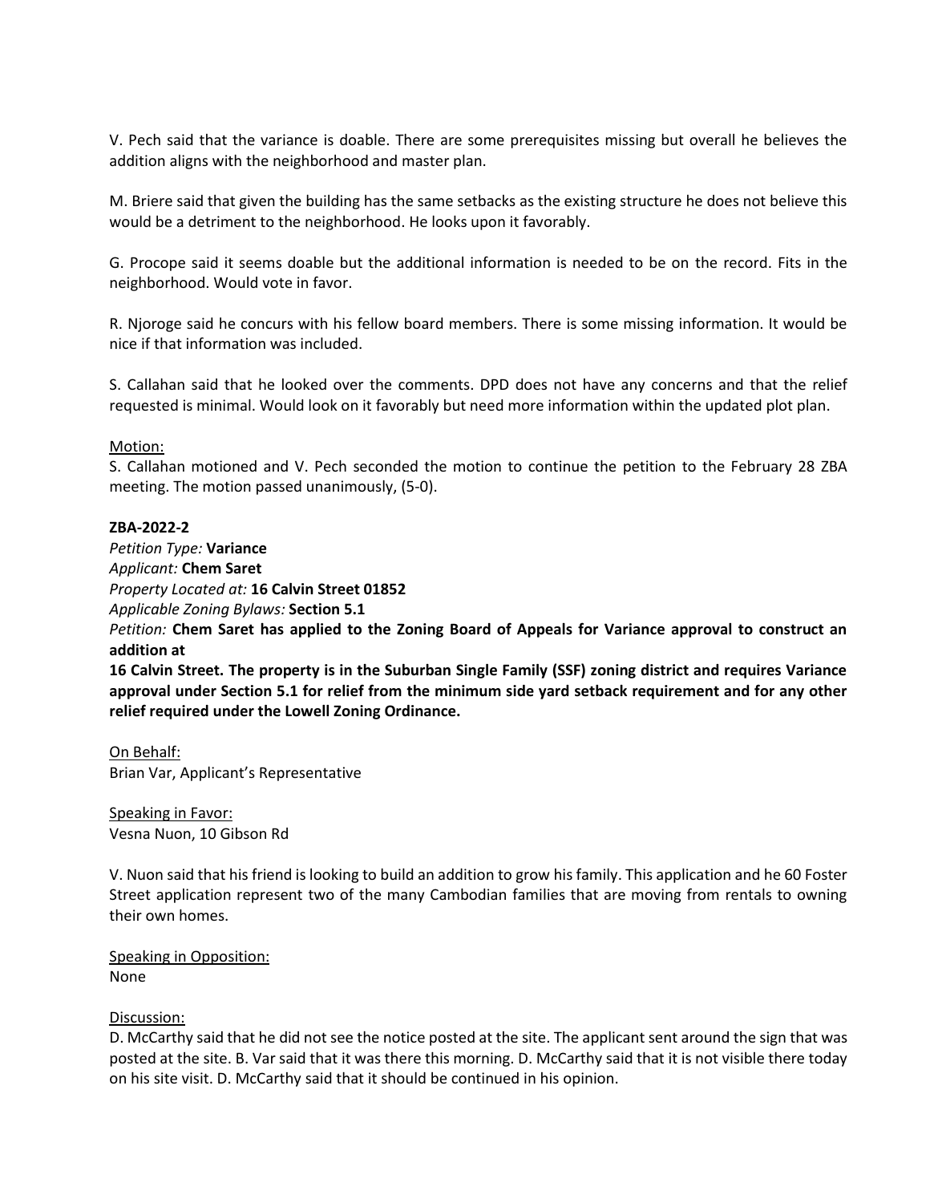V. Pech said that the variance is doable. There are some prerequisites missing but overall he believes the addition aligns with the neighborhood and master plan.

M. Briere said that given the building has the same setbacks as the existing structure he does not believe this would be a detriment to the neighborhood. He looks upon it favorably.

G. Procope said it seems doable but the additional information is needed to be on the record. Fits in the neighborhood. Would vote in favor.

R. Njoroge said he concurs with his fellow board members. There is some missing information. It would be nice if that information was included.

S. Callahan said that he looked over the comments. DPD does not have any concerns and that the relief requested is minimal. Would look on it favorably but need more information within the updated plot plan.

Motion:
S. Callahan motioned and V. Pech seconded the motion to continue the petition to the February 28 ZBA meeting. The motion passed unanimously, (5-0).

**ZBA-2022-2**
*Petition Type:* **Variance**
*Applicant:* **Chem Saret**
*Property Located at:* **16 Calvin Street 01852**
*Applicable Zoning Bylaws:* **Section 5.1**
*Petition:* **Chem Saret has applied to the Zoning Board of Appeals for Variance approval to construct an addition at**
**16 Calvin Street. The property is in the Suburban Single Family (SSF) zoning district and requires Variance approval under Section 5.1 for relief from the minimum side yard setback requirement and for any other relief required under the Lowell Zoning Ordinance.**

On Behalf:
Brian Var, Applicant's Representative

Speaking in Favor:
Vesna Nuon, 10 Gibson Rd

V. Nuon said that his friend is looking to build an addition to grow his family. This application and he 60 Foster Street application represent two of the many Cambodian families that are moving from rentals to owning their own homes.

Speaking in Opposition:
None

Discussion:
D. McCarthy said that he did not see the notice posted at the site. The applicant sent around the sign that was posted at the site. B. Var said that it was there this morning. D. McCarthy said that it is not visible there today on his site visit. D. McCarthy said that it should be continued in his opinion.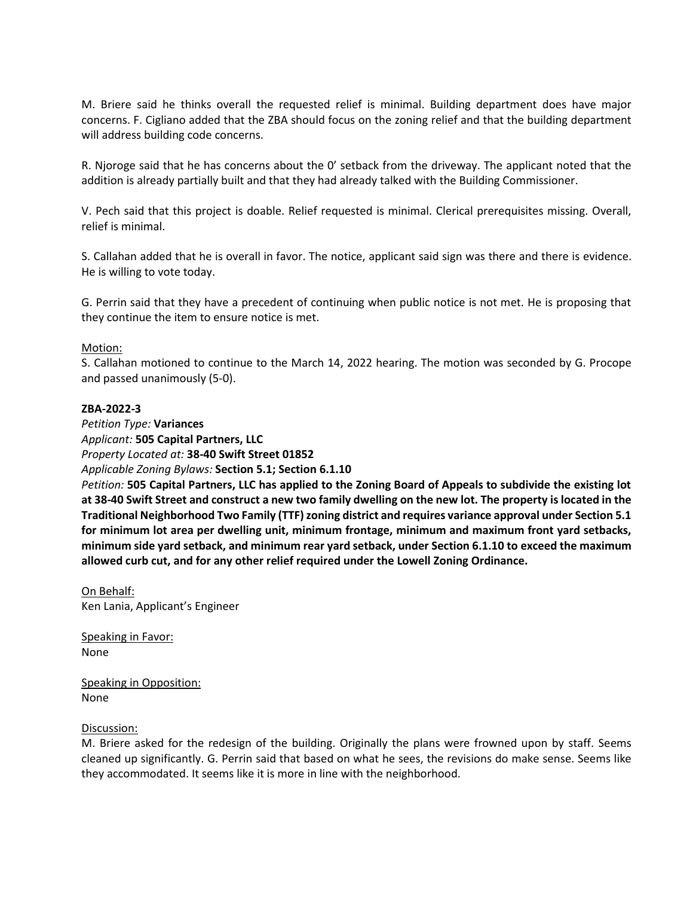M. Briere said he thinks overall the requested relief is minimal. Building department does have major concerns. F. Cigliano added that the ZBA should focus on the zoning relief and that the building department will address building code concerns.

R. Njoroge said that he has concerns about the 0' setback from the driveway. The applicant noted that the addition is already partially built and that they had already talked with the Building Commissioner.

V. Pech said that this project is doable. Relief requested is minimal. Clerical prerequisites missing. Overall, relief is minimal.

S. Callahan added that he is overall in favor. The notice, applicant said sign was there and there is evidence. He is willing to vote today.

G. Perrin said that they have a precedent of continuing when public notice is not met. He is proposing that they continue the item to ensure notice is met.

Motion:
S. Callahan motioned to continue to the March 14, 2022 hearing. The motion was seconded by G. Procope and passed unanimously (5-0).

**ZBA-2022-3**
*Petition Type:* **Variances**
*Applicant:* **505 Capital Partners, LLC**
*Property Located at:* **38-40 Swift Street 01852**
*Applicable Zoning Bylaws:* **Section 5.1; Section 6.1.10**
*Petition:* **505 Capital Partners, LLC has applied to the Zoning Board of Appeals to subdivide the existing lot at 38-40 Swift Street and construct a new two family dwelling on the new lot. The property is located in the Traditional Neighborhood Two Family (TTF) zoning district and requires variance approval under Section 5.1 for minimum lot area per dwelling unit, minimum frontage, minimum and maximum front yard setbacks, minimum side yard setback, and minimum rear yard setback, under Section 6.1.10 to exceed the maximum allowed curb cut, and for any other relief required under the Lowell Zoning Ordinance.**

On Behalf:
Ken Lania, Applicant's Engineer

Speaking in Favor:
None

Speaking in Opposition:
None

Discussion:
M. Briere asked for the redesign of the building. Originally the plans were frowned upon by staff. Seems cleaned up significantly. G. Perrin said that based on what he sees, the revisions do make sense. Seems like they accommodated. It seems like it is more in line with the neighborhood.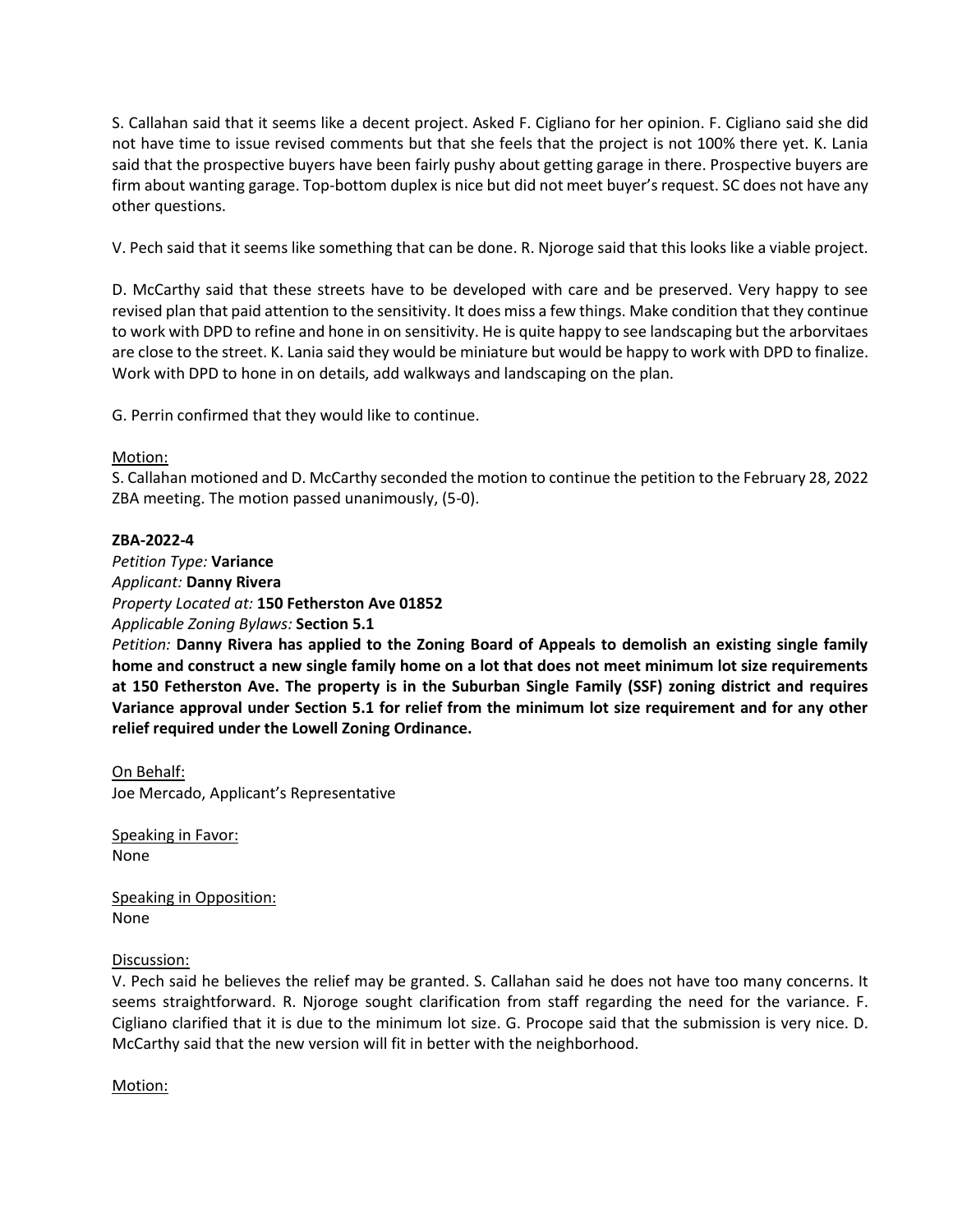S. Callahan said that it seems like a decent project. Asked F. Cigliano for her opinion. F. Cigliano said she did not have time to issue revised comments but that she feels that the project is not 100% there yet. K. Lania said that the prospective buyers have been fairly pushy about getting garage in there. Prospective buyers are firm about wanting garage. Top-bottom duplex is nice but did not meet buyer's request. SC does not have any other questions.

V. Pech said that it seems like something that can be done. R. Njoroge said that this looks like a viable project.

D. McCarthy said that these streets have to be developed with care and be preserved. Very happy to see revised plan that paid attention to the sensitivity. It does miss a few things. Make condition that they continue to work with DPD to refine and hone in on sensitivity. He is quite happy to see landscaping but the arborvitaes are close to the street. K. Lania said they would be miniature but would be happy to work with DPD to finalize. Work with DPD to hone in on details, add walkways and landscaping on the plan.

G. Perrin confirmed that they would like to continue.

Motion:
S. Callahan motioned and D. McCarthy seconded the motion to continue the petition to the February 28, 2022 ZBA meeting. The motion passed unanimously, (5-0).

**ZBA-2022-4**
*Petition Type:* **Variance**
*Applicant:* **Danny Rivera**
*Property Located at:* **150 Fetherston Ave 01852**
*Applicable Zoning Bylaws:* **Section 5.1**
*Petition:* **Danny Rivera has applied to the Zoning Board of Appeals to demolish an existing single family home and construct a new single family home on a lot that does not meet minimum lot size requirements at 150 Fetherston Ave. The property is in the Suburban Single Family (SSF) zoning district and requires Variance approval under Section 5.1 for relief from the minimum lot size requirement and for any other relief required under the Lowell Zoning Ordinance.**

On Behalf:
Joe Mercado, Applicant's Representative

Speaking in Favor:
None

Speaking in Opposition:
None

Discussion:
V. Pech said he believes the relief may be granted. S. Callahan said he does not have too many concerns. It seems straightforward. R. Njoroge sought clarification from staff regarding the need for the variance. F. Cigliano clarified that it is due to the minimum lot size. G. Procope said that the submission is very nice. D. McCarthy said that the new version will fit in better with the neighborhood.

Motion: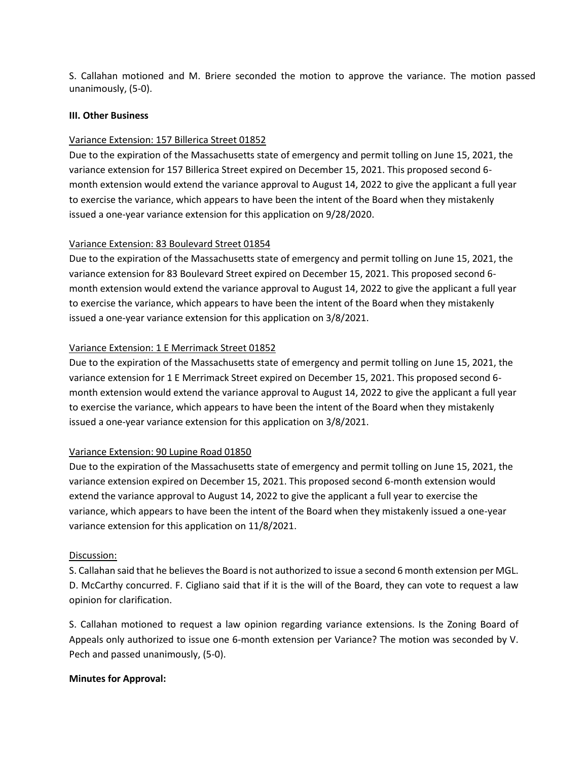S. Callahan motioned and M. Briere seconded the motion to approve the variance. The motion passed unanimously, (5-0).

**III. Other Business**

Variance Extension: 157 Billerica Street 01852

Due to the expiration of the Massachusetts state of emergency and permit tolling on June 15, 2021, the variance extension for 157 Billerica Street expired on December 15, 2021. This proposed second 6-month extension would extend the variance approval to August 14, 2022 to give the applicant a full year to exercise the variance, which appears to have been the intent of the Board when they mistakenly issued a one-year variance extension for this application on 9/28/2020.

Variance Extension: 83 Boulevard Street 01854

Due to the expiration of the Massachusetts state of emergency and permit tolling on June 15, 2021, the variance extension for 83 Boulevard Street expired on December 15, 2021. This proposed second 6-month extension would extend the variance approval to August 14, 2022 to give the applicant a full year to exercise the variance, which appears to have been the intent of the Board when they mistakenly issued a one-year variance extension for this application on 3/8/2021.

Variance Extension: 1 E Merrimack Street 01852

Due to the expiration of the Massachusetts state of emergency and permit tolling on June 15, 2021, the variance extension for 1 E Merrimack Street expired on December 15, 2021. This proposed second 6-month extension would extend the variance approval to August 14, 2022 to give the applicant a full year to exercise the variance, which appears to have been the intent of the Board when they mistakenly issued a one-year variance extension for this application on 3/8/2021.

Variance Extension: 90 Lupine Road 01850

Due to the expiration of the Massachusetts state of emergency and permit tolling on June 15, 2021, the variance extension expired on December 15, 2021. This proposed second 6-month extension would extend the variance approval to August 14, 2022 to give the applicant a full year to exercise the variance, which appears to have been the intent of the Board when they mistakenly issued a one-year variance extension for this application on 11/8/2021.

Discussion:

S. Callahan said that he believes the Board is not authorized to issue a second 6 month extension per MGL. D. McCarthy concurred. F. Cigliano said that if it is the will of the Board, they can vote to request a law opinion for clarification.

S. Callahan motioned to request a law opinion regarding variance extensions. Is the Zoning Board of Appeals only authorized to issue one 6-month extension per Variance? The motion was seconded by V. Pech and passed unanimously, (5-0).

**Minutes for Approval:**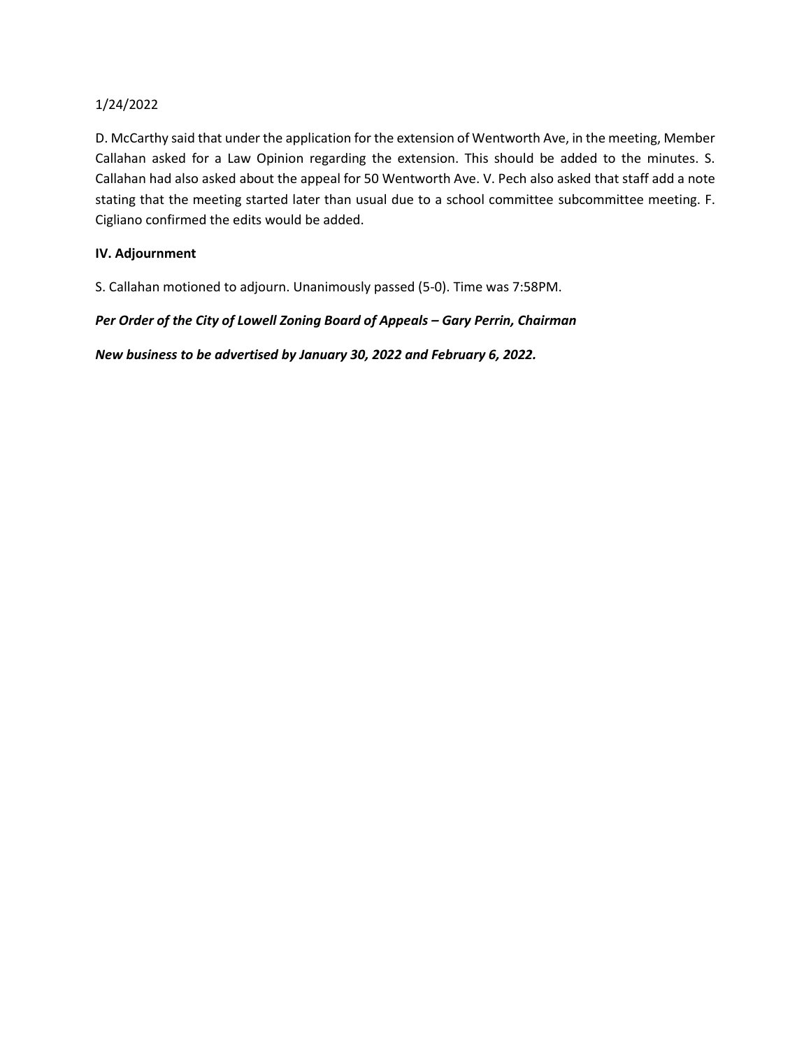1/24/2022

D. McCarthy said that under the application for the extension of Wentworth Ave, in the meeting, Member Callahan asked for a Law Opinion regarding the extension. This should be added to the minutes. S. Callahan had also asked about the appeal for 50 Wentworth Ave. V. Pech also asked that staff add a note stating that the meeting started later than usual due to a school committee subcommittee meeting. F. Cigliano confirmed the edits would be added.

**IV. Adjournment**

S. Callahan motioned to adjourn. Unanimously passed (5-0). Time was 7:58PM.

***Per Order of the City of Lowell Zoning Board of Appeals – Gary Perrin, Chairman***

***New business to be advertised by January 30, 2022 and February 6, 2022.***